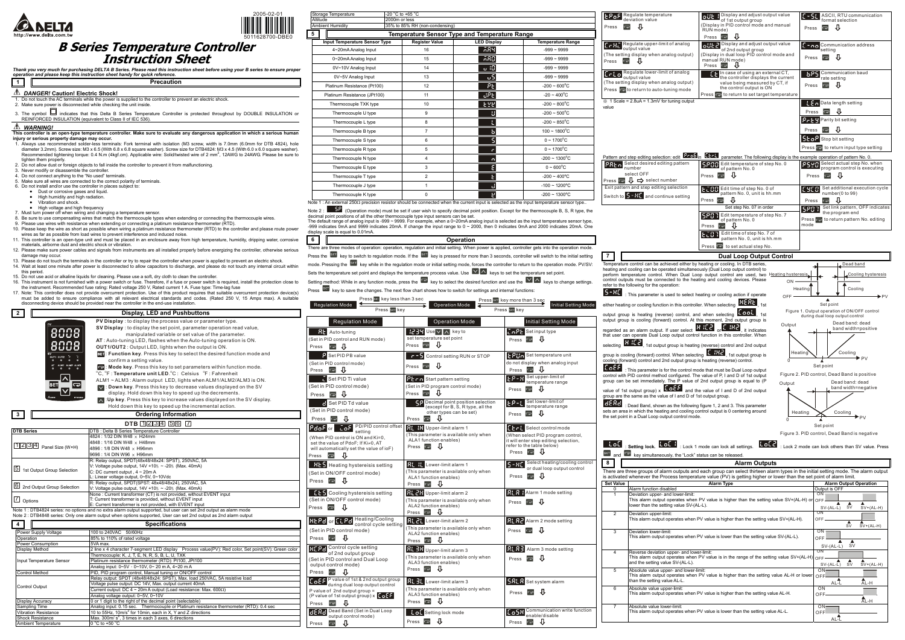2005-02-01

5011628700-DBE0

# B Series Temperature Controller Instruction Sheet

*Thank you very much for purchasing DELTA B Series. Please read this instruction sheet before using your B series to ensure proper operation and please keep this instruction sheet handy for quick reference.*

## 1 Precaution

**DANGER! Caution! Electric Shock!**

1. Do not touch the AC terminals while the power is supplied to the controller to prevent an electric shock.
2. Make sure power is disconnected while checking the unit inside.
3. The symbol ☐ indicates that this Delta B Series Temperature Controller is protected throughout by DOUBLE INSULATION or REINFORCED INSULATION (equivalent to Class II of IEC 536).

**WARNING!**

**This controller is an open-type temperature controller. Make sure to evaluate any dangerous application in which a serious human injury or serious property damage may occur.**

1. Always use recommended solder-less terminals: Fork terminal with isolation (M3 screw, width is 7.0mm (6.0mm for DTB 4824), hole diameter 3.2mm). Screw size: M3 x 6.5 (With 6.8 x 6.8 square washer). Screw size for DTB4824: M3 x 4.5 (With 6.0 x 6.0 square washer). Recommended tightening torque: 0.4 N.m (4kgf.cm). Applicable wire: Solid/twisted wire of 2 mm$^2$, 12AWG to 24AWG. Please be sure to tighten them properly.
2. Do not allow dust or foreign objects to fall inside the controller to prevent it from malfunctioning.
3. Never modify or disassemble the controller.
4. Do not connect anything to the "No used" terminals.
5. Make sure all wires are connected to the correct polarity of terminals.
6. Do not install and/or use the controller in places subject to:
   - Dust or corrosive gases and liquid.
   - High humidity and high radiation.
   - Vibration and shock.
   - High voltage and high frequency
7. Must turn power off when wiring and changing a temperature sensor.
8. Be sure to use compensating wires that match the thermocouple types when extending or connecting the thermocouple wires.
9. Please use wires with resistance when extending or connecting a platinum resistance thermometer (RTD).
10. Please keep the wire as short as possible when wiring a platinum resistance thermometer (RTD) to the controller and please route power wires as far as possible from load wires to prevent interference and induced noise.
11. This controller is an open-type unit and must be placed in an enclosure away from high temperature, humidity, dripping water, corrosive materials, airborne dust and electric shock or vibration.
12. Please make sure power cables and signals from instruments are all installed properly before energizing the controller, otherwise serious damage may occur.
13. Please do not touch the terminals in the controller or try to repair the controller when power is applied to prevent an electric shock.
14. Wait at least one minute after power is disconnected to allow capacitors to discharge, and please do not touch any internal circuit within this period.
15. Do not use acid or alkaline liquids for cleaning. Please use a soft, dry cloth to clean the controller.
16. This instrument is not furnished with a power switch or fuse. Therefore, if a fuse or power switch is required, install the protection close to the instrument. Recommended fuse rating: Rated voltage 250 V, Rated current 1 A. Fuse type: Time-lag fuse
17. Note: This controller does not provide overcurrent protection. Use of this product requires that suitable overcurrent protection device(s) must be added to ensure compliance with all relevant electrical standards and codes. (Rated 250 V, 15 Amps max). A suitable disconnecting device should be provided near the controller in the end-use installation.

## 2 Display, LED and Pushbuttons

**PV Display**: to display the process value or parameter type.

**SV Display**: to display the set point, parameter operation read value, manipulated variable or set value of the parameter.

**AT**: Auto-tuning LED, flashes when the Auto-tuning operation is ON.

**OUT1/OUT2**: Output LED, lights when the output is ON.

**SET**: **Function key**. Press this key to select the desired function mode and confirm a setting value.

**⟲**: **Mode key**. Press this key to set parameters within function mode.

°C, °F: **Temperature unit LED**. °C: Celsius °F: Fahrenheit

ALM1 ~ ALM3: Alarm output LED, lights when ALM1/ALM2/ALM3 is ON.

**∨**: **Down key**. Press this key to decrease values displayed on the SV display. Hold down this key to speed up the decrements.

**∧**: **Up key**. Press this key to increase values displayed on the SV display. Hold down this key to speed up the incremental action.

## 3 Ordering Information

DTB 1 2 3 4 5 6 7

| DTB Series | DTB : Delta B Series Temperature Controller |
|---|---|
| 1 2 3 4 Panel Size (W×H) | 4824 : 1/32 DIN W48 × H24mm<br>4848 : 1/16 DIN W48 × H48mm<br>4896 : 1/8 DIN W48 × H96mm<br>9696 : 1/4 DIN W96 × H96mm |
| 5 1st Output Group Selection | R: Relay output, SPDT(48x48/48x24: SPST), 250VAC, 5A<br>V: Voltage pulse output, 14V +10% ~ -20% (Max. 40mA)<br>C: DC current output , 4 ~ 20m A<br>L: Linear voltage output, 0~5V, 0~10Vdc |
| 6 2nd Output Group Selection | R: Relay output, SPDT(SPST: 48x48/48x24), 250VAC, 5A<br>V: Voltage pulse output, 14V +10% ~ -20% (Max. 40mA) |
| 7 Options | None : Current transformer (CT) is not provided, without EVENT input<br>T: Current transformer is provided, without EVENT input<br>E: Current transformer is not provided, with EVENT input |

Note 1 : DTB4824 series: no options and no extra alarm output supported, but user can set 2nd output as alarm mode
Note 2 : DTB4848 series: Only one alarm output when options supported. User can set 2nd output as 2nd alarm output

## 4 Specifications

| | |
|---|---|
| Power Supply Voltage | 100 to 240VAC 50/60Hz |
| Operation | 85% to 110% of rated voltage |
| Power Consumption | 5VA max. |
| Display Method | 2 line x 4 character 7-segment LED display Process value(PV): Red color, Set point(SV): Green color |
| Input Temperature Sensor | Thermocouple: K, J, T, E, N, R, S, B, L, U, TXK<br>Platinum resistance thermometer (RTD): Pt100, JPt100<br>Analog input: 0~5V、0~10V, 0~ 20 m A, 4~20 m A |
| Control Method | PID, PID program control, Manual tuning or ON/OFF control |
| Control Output | Relay output: SPDT (48x48/48x24: SPST), Max. load 250VAC, 5A resistive load<br>Voltage pulse output: DC 14V, Max. output current 40mA<br>Current output: DC 4 ~ 20m A output (Load resistance: Max. 600Ω)<br>Analog voltage output: 0~5V, 0~10V |
| Display Accuracy | 0 or 1 digit to the right of the decimal point (selectable) |
| Sampling Time | Analog input: 0.15 sec. Thermocouple or Platinum resistance thermometer (RTD): 0.4 sec |
| Vibration Resistance | 10 to 55Hz, 10m/s$^2$ for 10min, each in X, Y and Z directions |
| Shock Resistance | Max. 300m/ s$^2$, 3 times in each 3 axes, 6 directions |
| Ambient Temperature | 0 °C to +50 °C |
| Storage Temperature | -20 °C to +65 °C |
| Altitude | 2000m or less |
| Ambient Humidity | 35% to 85% RH (non-condensing) |

## 5 Temperature Sensor Type and Temperature Range

| Input Temperature Sensor Type | Register Value | LED Display | Temperature Range |
|---|---|---|---|
| 4~20mA Analog Input | 16 | r 4 | -999 ~ 9999 |
| 0~20mA Analog Input | 15 | r 0 | -999 ~ 9999 |
| 0V~10V Analog Input | 14 | u 10 | -999 ~ 9999 |
| 0V~5V Analog Input | 13 | u 5 | -999 ~ 9999 |
| Platinum Resistance (Pt100) | 12 | Pt | -200 ~ 600°C |
| Platinum Resistance (JPt100) | 11 | JPt | -20 ~ 400°C |
| Thermocouple TXK type | 10 | tYk | -200 ~ 800°C |
| Thermocouple U type | 9 | U | -200 ~ 500°C |
| Thermocouple L type | 8 | L | -200 ~ 850°C |
| Thermocouple B type | 7 | b | 100 ~ 1800°C |
| Thermocouple S type | 6 | S | 0 ~ 1700°C |
| Thermocouple R type | 5 | r | 0 ~ 1700°C |
| Thermocouple N type | 4 | n | -200 ~ 1300°C |
| Thermocouple E type | 3 | E | 0 ~ 600°C |
| Thermocouple T type | 2 | t | -200 ~ 400°C |
| Thermocouple J type | 1 | J | -100 ~ 1200°C |
| Thermocouple K type | 0 | K | -200 ~ 1300°C |

Note 1 : An external 250Ω precision resistor should be connected when the current input is selected as the input temperature sensor type..

Note 2 : SP (Operation mode) must be set if user wish to specify decimal point position. Except for the thermocouple B, S, R type, the decimal point positions of all the other thermocouple type input sensors can be set.
The default range of analog input is -999 ~ 9999. For example, when a 0~20mA analog input is selected as the input temperature sensor type, -999 indicates 0mA and 9999 indicates 20mA. If change the input range to 0 ~ 2000, then 0 indicates 0mA and 2000 indicates 20mA. One display scale is equal to 0.01mA.

## 6 Operation

There are three modes of operation: operation, regulation and initial setting. When power is applied, controller gets into the operation mode. Press the SET key to switch to regulation mode. If the SET key is pressed for more than 3 seconds, controller will switch to the initial setting mode. Pressing the SET key while in the regulation mode or initial setting mode, forces the controller to return to the operation mode. PV/SV: Sets the temperature set point and displays the temperature process value. Use ∨ ∧ keys to set the temperature set point.

Setting method: While in any function mode, press the ⟲ key to select the desired function and use the ∨ ∧ keys to change settings. Press SET key to save the changes. The next flow chart shows how to switch for settings and internal functions:

Regulation Mode ← Press SET key less than 3 sec → Operation Mode ← Press SET key more than 3 sec → Initial Setting Mode

(Press SET key returns from Regulation Mode / Initial Setting Mode to Operation Mode)

**Regulation Mode**

- **At** Auto-tuning (Set in PID control and RUN mode) Press ⟲
- **P** Set PID PB value (Set in PID control mode) Press ⟲
- **i** Set PID Ti value (Set in PID control mode) Press ⟲
- **d** Set PID Td value (Set in PID control mode) Press ⟲
- **PdoF** or **ioF** PD/PID control offset setting (When PID control is ON and Ki=0, set the value of PdoF; If Ki≠0, AT will automatically set the value of ioF) Press ⟲
- **HtS** Heating hystereisis setting (Set in ON/OFF control mode) Press ⟲
- **CtS** Cooling hystereisis setting (Set in ON/OFF control mode) Press ⟲
- **HtPd** or **CLPd** Heating/Cooling control cycle setting (Set in PID control mode) Press ⟲
- **HCPd** Control cycle setting of 2nd output group (Set in PID control and Dual Loop output control mode) Press ⟲
- **CoEF** P value of 1st & 2nd output group during dual loop output control. P value of 2nd output group = (P value of 1st output group) x CoEF Press ⟲
- **dEAd** Dead Band (Set in Dual Loop output control mode) Press ⟲
- **oUt1** Display and adjust output value of 1st output group (Display in PID control mode and manual RUN mode) Press ⟲
- **oUt2** Display and adjust output value of 2nd output group (Display in dual loop PID control mode and manual RUN mode) Press ⟲
- **Ct** In case of using an external CT, the controller displays the current value being measured by CT, if the control output is ON. Press ⟲ to return to set target temperature
- **tPoF** Regulate temperature deviation value Press ⟲
- **CrHi** Regulate upper-limit of analog output value (The setting display when analog output) Press ⟲
- **CrLo** Regulate lower-limit of analog output value (The setting display when analog output) Press ⟲ to return to auto-tuning mode

※ 1 Scale = 2.8uA = 1.3mV for tuning output value

**Operation Mode**

- **1234** Use ∨ ∧ key to set temperature set point Press ⟲
- **r-S** Control setting RUN or STOP Press ⟲
- **Ptrn** Start pattern setting (Set in PID program control mode) Press ⟲
- **SP** Decimal point position selection (except for B, S, R type, all the other types can be set) Press ⟲
- **AL1H** Upper-limit alarm 1 (This parameter is available only when ALA1 function enables) Press ⟲
- **AL1L** Lower-limit alarm 1 (This parameter is available only when ALA1 function enables) Press ⟲
- **AL2H** Upper-limit alarm 2 (This parameter is available only when ALA2 function enables) Press ⟲
- **AL2L** Lower-limit alarm 2 (This parameter is available only when ALA2 function enables) Press ⟲
- **AL3H** Upper-limit alarm 3 (This parameter is available only when ALA3 function enables) Press ⟲
- **AL3L** Lower-limit alarm 3 (This parameter is available only when ALA3 function enables) Press ⟲
- **LoC** Setting lock mode Press ⟲

**Initial Setting Mode**

- **inPt** Set input type Press ⟲
- **tPUn** Set temperature unit (do not display when analog input) Press ⟲
- **tP-H** Set upper-limit of temperature range Press ⟲
- **tP-L** Set lower-limit of temperature range Press ⟲
- **CtrL** Select control mode (When select PID program control, it will enter into step editing selection, refer to the table below) Press ⟲
- **S-HC** Select heating/cooling control or dual loop output control Press ⟲
- **ALA1** Alarm 1 mode setting Press ⟲
- **ALA2** Alarm 2 mode setting Press ⟲
- **ALA3** Alarm 3 mode setting Press ⟲
- **SALA** Set system alarm Press ⟲
- **CoSH** Communication write function enable/disable Press ⟲
- **C-SL** ASCII, RTU communication format selection Press ⟲
- **C-no** Communication address setting Press ⟲
- **bPS** Communication baud rate setting Press ⟲
- **LEn** Data length setting Press ⟲
- **PrtY** Parity bit setting Press ⟲
- **StoP** Stop bit setting Press ⟲ to return input type setting

Pattern and step editing selection: Set ProG in CtrL parameter. The following display is the example operation of pattern No. 0.

- **PAtn** Select desired editing pattern number; select OFF. Press ⟲ ⇩ ⇨ select number
- Exit pattern and step editing selection: Switch to S-HC and continue setting
- **SP00** Edit temperature of step No. 0 of pattern No. 0 Press ⟲
- **tC00** Edit time of step No. 0 of pattern No. 0, unit is hh.mm Press ⟲
- Set step No. 07 in order
- **SP07** Edit temperature of step No. 7 of pattern No. 0 Press ⟲
- **tC07** Edit time of step No. 7 of pattern No. 0, unit is hh.mm Press ⟲ to set actual step No.
- **PSY0** Select actual step No. when program control is executing Press ⟲
- **CYC0** Set additional execution cycle number(0 to 99) Press ⟲
- **Pro0** Set link pattern, OFF indicates the program end. Press ⟲ to return pattern No. editing mode

## 7 Dual Loop Output Control

Temperature control can be achieved either by heating or cooling. In DTB series, heating and cooling can be operated simultaneously (Dual Loop output control) to perform temperature control. When Dual Loop output control are used, two control outputs must be connected to the heating and cooling devices. Please refer to the following for the operation:

**S-HC** : This parameter is used to select heating or cooling action if operate either heating or cooling function in this controller. When selecting HEAt, 1st output group is heating (reverse) control, and when selecting CooL, 1st output group is cooling (forward) control. At this moment, 2nd output group is regarded as an alarm output. If user select H1C2 or C1H2, it indicates that user can operate Dual Loop output control function in this controller. When selecting H1C2, 1st output group is heating (reverse) control and 2nd output group is cooling (forward) control. When selecting C1H2, 1st output group is cooling (forward) control and 2nd output group is heating (reverse) control.

**CoEF** : This parameter is for the control mode that must be Dual Loop output control with PID control method configured. The value of P, I and D of 1st output group can be set immediately. The P value of 2nd output group is equal to (P value of 1st output group) x CoEF and the value of I and D of 2nd output group are the same as the value of I and D of 1st output group.

**dEAd** : Dead Band, shown as the following figure 1, 2 and 3. This parameter sets an area in which the heating and cooling control output is 0 centering around the set point in a Dual Loop output control mode.

Figure 1. Output operation of ON/OFF control during dual loop output control

Figure 2. PID control, Dead Band is positive

Figure 3. PID control, Dead Band is negative

**LoC** : Setting lock. **LoC1** : Lock 1 mode can lock all settings. **LoC2** : Lock 2 mode can lock others than SV value. Press SET and ⟲ key simultaneously, the "Lock" status can be released.

## 8 Alarm Outputs

There are three groups of alarm outputs and each group can select thirteen alarm types in the initial setting mode. The alarm output is activated whenever the Process temperature value (PV) is getting higher or lower than the set point of alarm limit.

| Set Value | Alarm Type | Alarm Output Operation |
|---|---|---|
| 0 | Alarm function disabled | Output is OFF |
| 1 | Deviation upper- and lower-limit: This alarm output operates when PV value is higher than the setting value SV+(AL-H) or lower than the setting value SV-(AL-L). | SV-(AL-L) SV SV+(AL-H) |
| 2 | Deviation upper-limit: This alarm output operates when PV value is higher than the setting value SV+(AL-H). | SV SV+(AL-H) |
| 3 | Deviation lower-limit: This alarm output operates when PV value is lower than the setting value SV-(AL-L). | SV-(AL-L) SV |
| 4 | Reverse deviation upper- and lower-limit: This alarm output operates when PV value is in the range of the setting value SV+(AL-H) and the setting value SV-(AL-L). | SV-(AL-L) SV SV+(AL-H) |
| 5 | Absolute value upper- and lower-limit: This alarm output operates when PV value is higher than the setting value AL-H or lower than the setting value AL-L. | AL-L AL-H |
| 6 | Absolute value upper-limit: This alarm output operates when PV value is higher than the setting value AL-H. | AL-H |
| 7 | Absolute value lower-limit: This alarm output operates when PV value is lower than the setting value AL-L. | AL-L |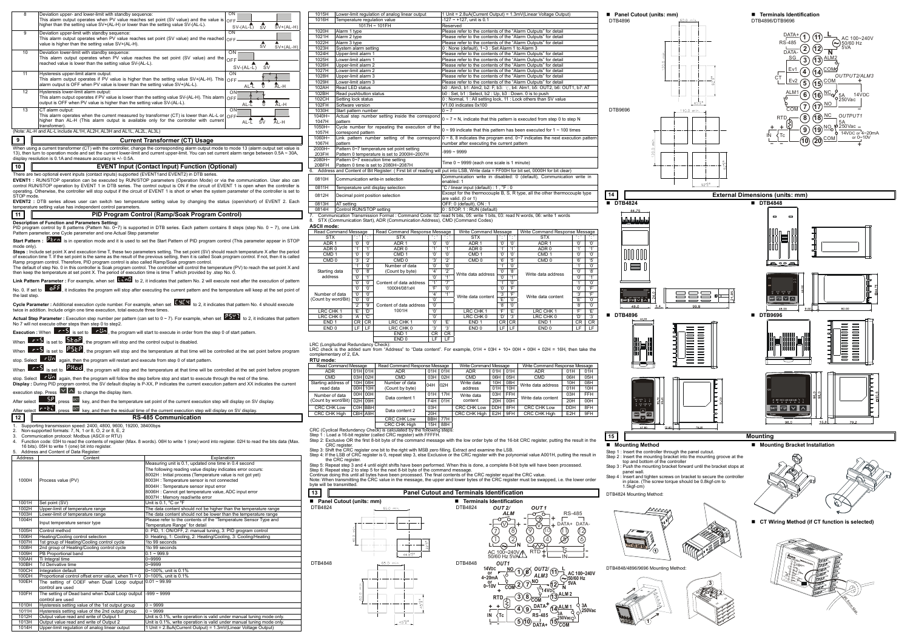| | | |
|---|---|---|
| 8 | Deviation upper- and lower-limit with standby sequence: This alarm output operates when PV value reaches set point (SV value) and the value is higher than the setting value SV+(AL-H) or lower than the setting value SV-(AL-L). | ON OFF SV-(AL-L) SV SV+(AL-H) |
| 9 | Deviation upper-limit with standby sequence: This alarm output operates when PV value reaches set point (SV value) and the reached value is higher than the setting value SV+(AL-H). | ON OFF SV SV+(AL-H) |
| 10 | Deviation lower-limit with standby sequence: This alarm output operates when PV value reaches the set point (SV value) and the reached value is lower than the setting value SV-(AL-L). | ON OFF SV-(AL-L) SV |
| 11 | Hysteresis upper-limit alarm output: This alarm output operates if PV value is higher than the setting value SV+(AL-H). This alarm output is OFF when PV value is lower than the setting value SV+(AL-L). | ON OFF AL-L 0 AL-H |
| 12 | Hysteresis lower-limit alarm output: This alarm output operates if PV value is lower than the setting value SV-(AL-H). This alarm output is OFF when PV value is higher than the setting value SV-(AL-L). | ON OFF AL-L 0 AL-H |
| 13 | CT alarm output: This alarm operates when the current measured by transformer (CT) is lower than AL-L or higher than AL-H (This alarm output is available only for the controller with current transformer). | ON OFF AL-L SV AL-H |

(Note: AL-H and AL-L include AL1H, AL2H, AL3H and AL1L, AL2L, AL3L)

## 9 Current Transformer (CT) Usage

When using a current transformer (CT) with the controller, change the corresponding alarm output mode to mode 13 (alarm output set value is 13), then turn to operation mode and set the current lower-limit and current upper-limit. You can set current alarm range between 0.5A ~ 30A, display resolution is 0.1A and measure accuracy is +/- 0.5A.

## 10 EVENT Input (Contact Input) Function (Optional)

There are two optional event inputs (contact inputs) supported (EVENT1and EVENT2) in DTB series.

**EVENT1 :** RUN/STOP operation can be executed by RUN/STOP parameters (Operation Mode) or via the communication. User also can control RUN/STOP operation by EVENT 1 in DTB series. The control output is ON if the circuit of EVENT 1 is open when the controller is operating. Otherwise, the controller will stop output if the circuit of EVENT 1 is short or when the system parameter of the controller is set to STOP mode.

**EVENT2 :** DTB series allows user can switch two temperature setting value by changing the status (open/short) of EVENT 2. Each temperature setting value has independent control parameters.

## 11 PID Program Control (Ramp/Soak Program Control)

**Description of Function and Parameters Setting:**

PID program control by 8 patterns (Pattern No. 0~7) is supported in DTB series. Each pattern contains 8 steps (step No. 0 ~ 7), one Link Pattern parameter, one Cycle parameter and one Actual Step parameter

**Start Pattern :** PtrN is in operation mode and it is used to set the Start Pattern of PID program control (This parameter appear in STOP mode only).

**Steps :** Include set point X and execution time T, these two parameters setting. The set point (SV) should reach temperature X after the period of execution time T. If the set point is the same as the result of the previous setting, then it is called Soak program control. If not, then it is called Ramp program control. Therefore, PID program control is also called Ramp/Soak program control.

The default of step No. 0 in this controller is Soak program control. The controller will control the temperature (PV) to reach the set point X and then keep the temperature at set point X. The period of execution time is time T which provided by .step No. 0.

**Link Pattern Parameter :** For example, when set LinK0 to 2, it indicates that pattern No. 2 will execute next after the execution of pattern No. 0. If set to OFF, it indicates the program will stop after executing the current pattern and the temperature will keep at the set point of the last step.

**Cycle Parameter :** Additional execution cycle number. For example, when set CYC4 to 2, it indicates that pattern No. 4 should execute twice in addition. Include origin one time execution, total execute three times.

**Actual Step Parameter :** Execution step number per pattern (can set to 0 ~ 7). For example, when set PSY7 to 2, it indicates that pattern No 7 will not execute other steps than step 0 to step2.

**Execution :** When r-S is set to rUN, the program will start to execute in order from the step 0 of start pattern.

When r-S is set to StoP, the program will stop and the control output is disabled.

When r-S is set to PStP, the program will stop and the temperature at that time will be controlled at the set point before program stop. Select rUN again, then the program will restart and execute from step 0 of start pattern.

When r-S is set to PHod, the program will stop and the temperature at that time will be controlled at the set point before program stop. Select rUN again, then the program will follow the step before stop and start to execute through the rest of the time.

**Display :** During PID program control, the SV default display is P-XX, P indicates the current execution pattern and XX indicates the current execution step. Press ∨ ∧ to change the display item.

After select SP, press key, and then the temperature set point of the current execution step will display on SV display.

After select r-tI, press key, and then the residual time of the current execution step will display on SV display.

## 12 RS-485 Communication

1. Supporting transmission speed: 2400, 4800, 9600, 19200, 38400bps
2. Non-supported formats: 7, N, 1 or 8, O, 2 or 8, E, 2
3. Communication protocol: Modbus (ASCII or RTU)
4. Function code: 03H to read the contents of register (Max. 8 words). 06H to write 1 (one) word into register. 02H to read the bits data (Max. 16 bits). 05H to write 1 (one) bit into register.
5. Address and Content of Data Register:

| Address | Content | Explanation |
|---|---|---|
| 1000H | Process value (PV) | Measuring unit is 0.1, updated one time in 0.4 second<br>The following reading value display indicates error occurs:<br>8002H : Initial process (Temperature value is not got yet)<br>8003H : Temperature sensor is not connected<br>8004H : Temperature sensor input error<br>8006H : Cannot get temperature value, ADC input error<br>8007H : Memory read/write error |
| 1001H | Set point (SV) | Unit is 0.1, °C or °F |
| 1002H | Upper-limit of temperature range | The data content should not be higher than the temperature range |
| 1003H | Lower-limit of temperature range | The data content should not be lower than the temperature range |
| 1004H | Input temperature sensor type | Please refer to the contents of the "Temperature Sensor Type and Temperature Range" for detail |
| 1005H | Control method | 0: PID, 1: ON/OFF, 2: manual tuning, 3: PID program control |
| 1006H | Heating/Cooling control selection | 0: Heating, 1: Cooling, 2: Heating/Cooling, 3: Cooling/Heating |
| 1007H | 1st group of Heating/Cooling control cycle | 1to 99 seconds |
| 1008H | 2nd group of Heating/Cooling control cycle | 1to 99 seconds |
| 1009H | PB Proportional band | 0.1 ~ 999.9 |
| 100AH | Ti Integral time | 0~9999 |
| 100BH | Td Derivative time | 0~9999 |
| 100CH | Integration default | 0~100%, unit is 0.1% |
| 100DH | Proportional control offset error value, when Ti = 0 | 0~100%, unit is 0.1% |
| 100EH | The setting of COEF when Dual Loop output control are used | 0.01 ~ 99.99 |
| 100FH | The setting of Dead band when Dual Loop output control are used | -999 ~ 9999 |
| 1010H | Hysteresis setting value of the 1st output group | 0 ~ 9999 |
| 1011H | Hysteresis setting value of the 2nd output group | 0 ~ 9999 |
| 1012H | Output value read and write of Output 1 | Unit is 0.1%, write operation is valid under manual tuning mode only. |
| 1013H | Output value read and write of Output 2 | Unit is 0.1%, write operation is valid under manual tuning mode only. |
| 1014H | Upper-limit regulation of analog linear output | 1 Unit = 2.8uA(Current Output) = 1.3mV(Linear Voltage Output) |
| 1015H | Lower-limit regulation of analog linear output | 1 Unit = 2.8uA(Current Output) = 1.3mV(Linear Voltage Output) |
| 1016H | Temperature regulation value | -127 ~ +127, unit is 0.1 |
| 1017H ~ 101FH | | Reserved |
| 1020H | Alarm 1 type | Please refer to the contents of the "Alarm Outputs" for detail |
| 1021H | Alarm 2 type | Please refer to the contents of the "Alarm Outputs" for detail |
| 1022H | Alarm 3 type | Please refer to the contents of the "Alarm Outputs" for detail |
| 1023H | System alarm setting | 0 : None (default), 1~3 : Set Alarm 1 to Alarm 3 |
| 1024H | Upper-limit alarm 1 | Please refer to the contents of the "Alarm Outputs" for detail |
| 1025H | Lower-limit alarm 1 | Please refer to the contents of the "Alarm Outputs" for detail |
| 1026H | Upper-limit alarm 2 | Please refer to the contents of the "Alarm Outputs" for detail |
| 1027H | Lower-limit alarm 2 | Please refer to the contents of the "Alarm Outputs" for detail |
| 1028H | Upper-limit alarm 3 | Please refer to the contents of the "Alarm Outputs" for detail |
| 1029H | Lower-limit alarm 3 | Please refer to the contents of the "Alarm Outputs" for detail |
| 102AH | Read LED status | b0 : Alm3, b1: Alm2, b2: F, b3: ℃, b4: Alm1, b5: OUT2, b6: OUT1, b7: AT |
| 102BH | Read pushbutton status | b0 : Set, b1 : Select, b2 : Up, b3 : Down. 0 is to push |
| 102CH | Setting lock status | 0 : Normal, 1 : All setting lock, 11 : Lock others than SV value |
| 102FH | Software version | V1.00 indicates 0x100 |
| 1030H | Start pattern number | 0 ~ 7 |
| 1040H~1047H | Actual step number setting inside the correspond pattern | 0 ~ 7 = N, indicate that this pattern is executed from step 0 to step N |
| 1050H~1057H | Cycle number for repeating the execution of the correspond pattern | 0 ~ 99 indicate that this pattern has been executed for 1 ~ 100 times |
| 1060H~1067H | Link pattern number setting of the correspond pattern | 0 ~ 8, 8 indicates the program end. 0~7 indicates the next execution pattern number after executing the current pattern |
| 2000H~203FH | Pattern 0~7 temperature set point setting<br>Pattern 0 temperature is set to 2000H~2007H | -999 ~ 9999 |
| 2080H~20BFH | Pattern 0~7 execution time setting<br>Pattern 0 time is set to 2080H~2087H | Time 0 ~ 9999 (each one scale is 1 minute) |

6. Address and Content of Bit Register: ( First bit of reading will put into LSB, Write data = FF00H for bit set, 0000H for bit clear)

| | | |
|---|---|---|
| 0810H | Communication write-in selection | Communication write in disabled: 0 (default), Communication write in enabled: 1 |
| 0811H | Temperature unit display selection | °C / linear input (default) : 1 , °F : 0 |
| 0812H | Decimal point position selection | Except for the thermocouple B, S, R type, all the other thermocouple type are valid. (0 or 1) |
| 0813H | AT setting | OFF: 0 (default), ON : 1 |
| 0814H | Control RUN/STOP setting | 0 : STOP, 1 : RUN (default) |

7. Communication Transmission Format : Command Code: 02: read N bits, 05: write 1 bits, 03: read N words, 06: write 1 words
8. STX (Communication Start), ADR (Communication Address), CMD (Command Codes)

**ASCII mode:**

| Read Command Message | | | Read Command Response Message | | | Write Command Message | | | Write Command Response Message | | |
|---|---|---|---|---|---|---|---|---|---|---|---|
| STX | ':' | ':' | STX | ':' | ':' | STX | ':' | ':' | STX | ':' | ':' |
| ADR 1 | '0' | '0' | ADR 1 | '0' | '0' | ADR 1 | '0' | '0' | ADR 1 | '0' | '0' |
| ADR 0 | '1' | '1' | ADR 0 | '1' | '1' | ADR 0 | '1' | '1' | ADR 0 | '1' | '1' |
| CMD 1 | '0' | '0' | CMD 1 | '0' | '0' | CMD 1 | '0' | '0' | CMD 1 | '0' | '0' |
| CMD 0 | '3' | '2' | CMD 0 | '3' | '2' | CMD 0 | '6' | '5' | CMD 0 | '6' | '5' |
| Starting data address | '1' | '0' | Number of data (Count by byte) | '0' | '0' | Write data address | '1' | '0' | Write data address | '1' | '0' |
| | '0' | '8' | | '4' | '2' | | '0' | '8' | | '0' | '8' |
| | '0' | '1' | | '0' | '1' | | '0' | '1' | | '0' | '1' |
| | '0' | '0' | Content of data address 1000H/081xH | '1' | '7' | | '1' | '0' | | '1' | '0' |
| Number of data (Count by word/Bit) | '0' | '0' | | 'F' | '0' | Write data content | '0' | 'F' | Write data content | '0' | 'F' |
| | '0' | '0' | | '4' | '1' | | '3' | 'F' | | '3' | 'F' |
| | '0' | '0' | Content of data address 1001H | '0' | | | 'E' | '0' | | 'E' | '0' |
| | '2' | '9' | | '0' | | | '8' | '0' | | '8' | '0' |
| LRC CHK 1 | 'E' | 'D' | | '0' | | LRC CHK 1 | 'F' | 'E' | LRC CHK 1 | 'F' | 'E' |
| LRC CHK 0 | 'A' | 'C' | | '0' | | LRC CHK 0 | 'D' | '3' | LRC CHK 0 | 'D' | '3' |
| END 1 | CR | CR | LRC CHK 1 | '0' | 'E' | END 1 | CR | CR | END 1 | CR | CR |
| END 0 | LF | LF | LRC CHK 0 | '3' | '3' | END 0 | LF | LF | END 0 | LF | LF |
| | | | END 1 | CR | CR | | | | | | |
| | | | END 0 | LF | LF | | | | | | |

LRC (Longitudinal Redundancy Check):

LRC check is the added sum from "Address" to "Data content". For example, 01H + 03H + 10+ 00H + 00H + 02H = 16H, then take the complementary of 2, EA.

**RTU mode:**

| Read Command Message | | | Read Command Response Message | | | Write Command Message | | | Write Command Response Message | | |
|---|---|---|---|---|---|---|---|---|---|---|---|
| ADR | 01H | 01H | ADR | 01H | 01H | ADR | 01H | 01H | ADR | 01H | 01H |
| CMD | 03H | 02H | CMD | 03H | 02H | CMD | 06H | 05H | CMD | 06H | 05H |
| Starting address of read data | 10H | 08H | Number of data (Count by byte) | 04H | 02H | Write data address | 10H | 08H | Write data address | 10H | 08H |
| | 00H | 10H | | | | | 01H | 10H | | 01H | 10H |
| Number of data (Count by word/Bit) | 00H | 00H | Data content 1 | 01H | 17H | Write data content | 03H | FFH | Write data content | 03H | FFH |
| | 02H | 09H | | F4H | 01H | | 20H | 00H | | 20H | 00H |
| CRC CHK Low | C0H | BBH | Data content 2 | 03H | | CRC CHK Low | DDH | 8FH | CRC CHK Low | DDH | 8FH |
| CRC CHK High | CBH | A9H | | 20H | | CRC CHK High | E2H | 9FH | CRC CHK High | E2H | 9FH |
| | | | CRC CHK Low | BBH | 77H | | | | | | |
| | | | CRC CHK High | 15H | 88H | | | | | | |

CRC (Cyclical Redundancy Check) is calculated by the following steps:

Step 1 : Load a 16-bit register (called CRC register) with FFFFH.

Step 2: Exclusive OR the first 8-bit byte of the command message with the low order byte of the 16-bit CRC register, putting the result in the CRC register.

Step 3: Shift the CRC register one bit to the right with MSB zero filling. Extract and examine the LSB.

Step 4: If the LSB of CRC register is 0, repeat step 3, else Exclusive or the CRC register with the polynomial value A001H, putting the result in the CRC register.

Step 5: Repeat step 3 and 4 until eight shifts have been performed. When this is done, a complete 8-bit byte will have been processed.

Step 6: Repeat step 2 to step 5 for the next 8-bit byte of the command message.

Continue doing this until all bytes have been processed. The final contents of the CRC register equal the CRC value.

Note: When transmitting the CRC value in the message, the upper and lower bytes of the CRC register must be swapped, i.e. the lower order byte will be transmitted.

## 13 Panel Cutout and Terminals Identification

■ **Panel Cutout (units: mm)**

DTB4824

DTB4848

DTB4896

DTB9696

■ **Terminals Identification**

DTB4824

DTB4848

DTB4896/DTB9696

## 14 External Dimensions (units: mm)

■ **DTB4824**

■ **DTB4848**

■ **DTB4896**

■ **DTB9696**

## 15 Mounting

■ **Mounting Method**

Step 1 : Insert the controller through the panel cutout.

Step 2 : Insert the mounting bracket into the mounting groove at the top and bottom of the controller

Step 3 : Push the mounting bracket forward until the bracket stops at panel wall.

Step 4 : Insert and tighten screws on bracket to secure the controller in place. (The screw torque should be 0.8kgf-cm to 1.5kgf-cm)

DTB4824 Mounting Method:

DTB4848/4896/9696 Mounting Method:

■ **Mounting Bracket Installation**

■ **CT Wiring Method (if CT function is selected)**